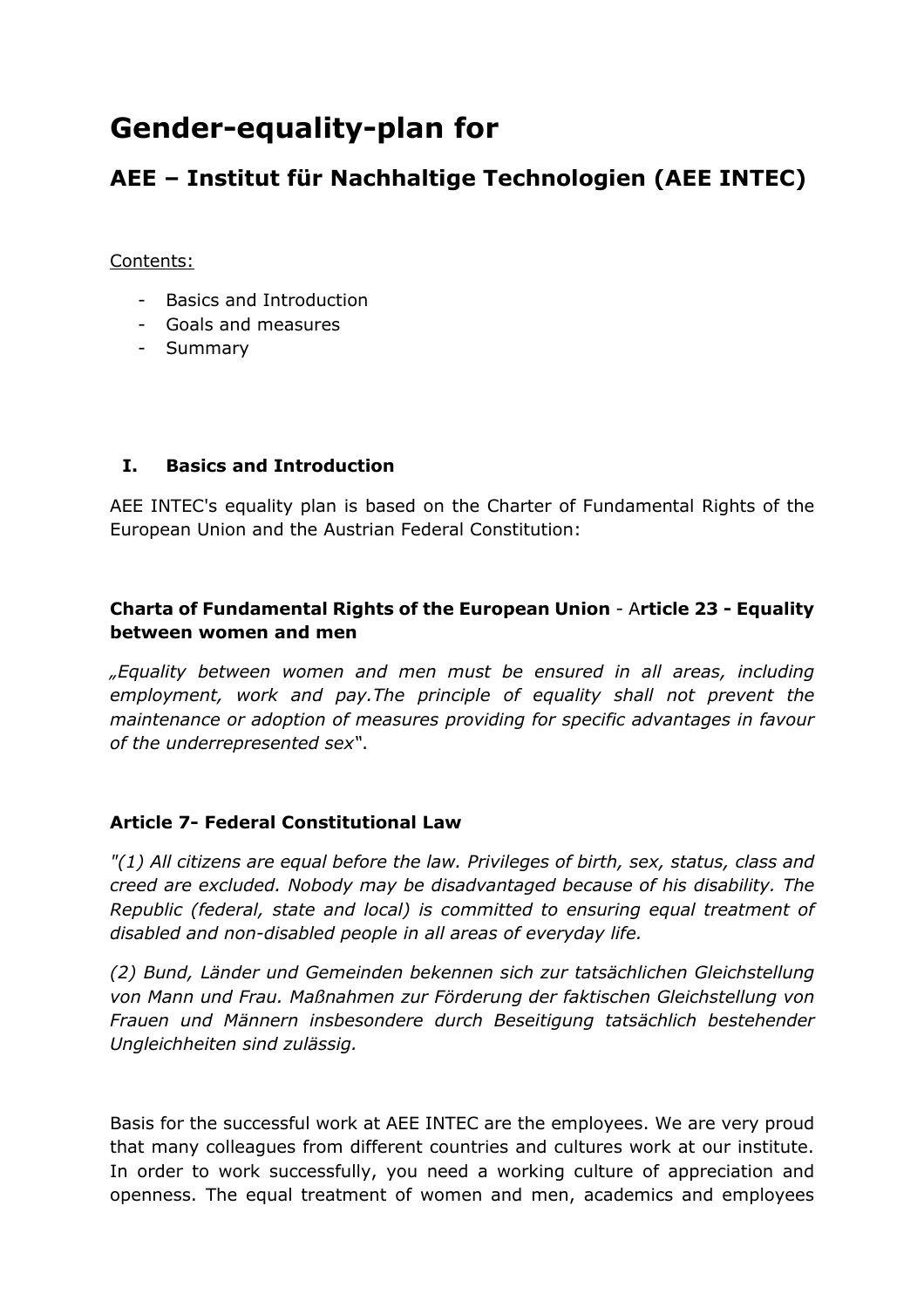# Gender-equality-plan for

## AEE – Institut für Nachhaltige Technologien (AEE INTEC)

Contents:

- Basics and Introduction
- Goals and measures
- Summary

### I. Basics and Introduction

AEE INTEC's equality plan is based on the Charter of Fundamental Rights of the European Union and the Austrian Federal Constitution:

**Charta of Fundamental Rights of the European Union** - A**rticle 23 - Equality between women and men**

*„Equality between women and men must be ensured in all areas, including employment, work and pay.The principle of equality shall not prevent the maintenance or adoption of measures providing for specific advantages in favour of the underrepresented sex*".

**Article 7- Federal Constitutional Law**

*"(1) All citizens are equal before the law. Privileges of birth, sex, status, class and creed are excluded. Nobody may be disadvantaged because of his disability. The Republic (federal, state and local) is committed to ensuring equal treatment of disabled and non-disabled people in all areas of everyday life.*

*(2) Bund, Länder und Gemeinden bekennen sich zur tatsächlichen Gleichstellung von Mann und Frau. Maßnahmen zur Förderung der faktischen Gleichstellung von Frauen und Männern insbesondere durch Beseitigung tatsächlich bestehender Ungleichheiten sind zulässig.*

Basis for the successful work at AEE INTEC are the employees. We are very proud that many colleagues from different countries and cultures work at our institute. In order to work successfully, you need a working culture of appreciation and openness. The equal treatment of women and men, academics and employees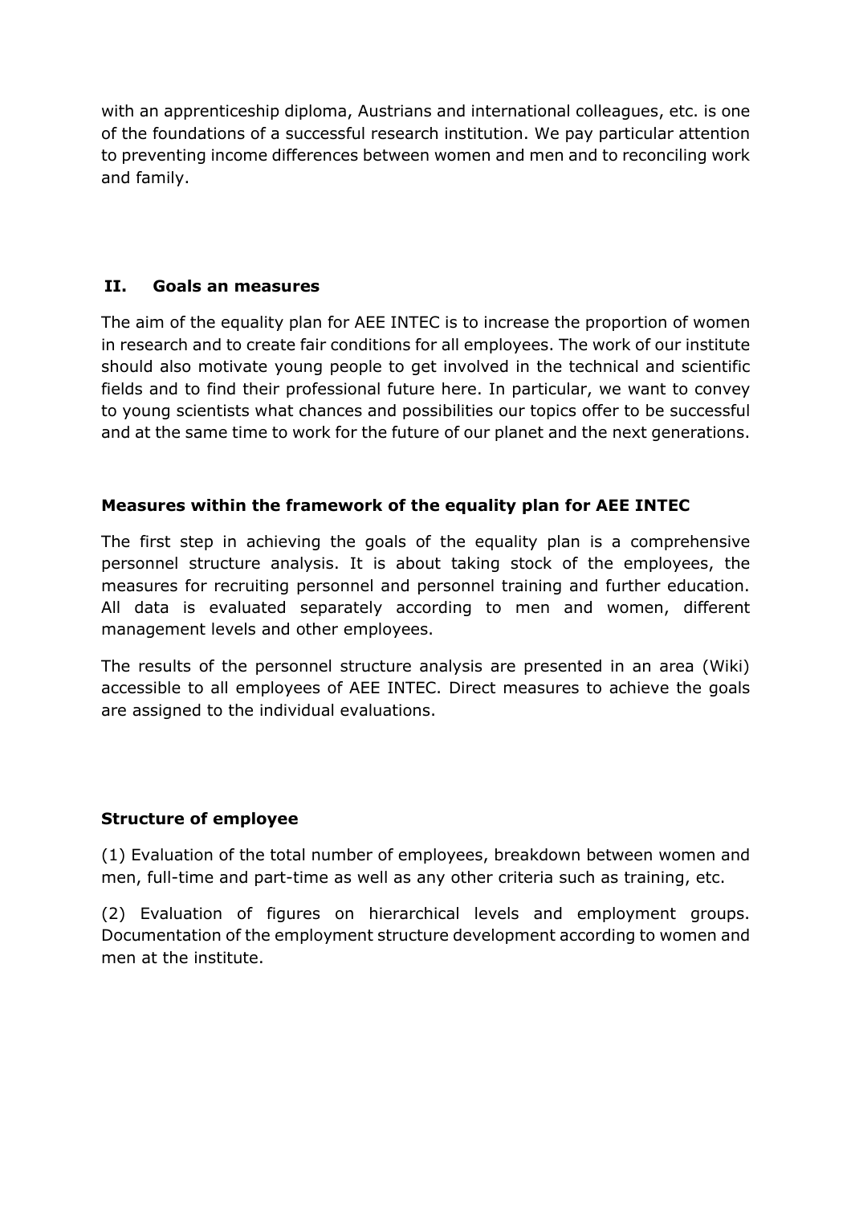with an apprenticeship diploma, Austrians and international colleagues, etc. is one of the foundations of a successful research institution. We pay particular attention to preventing income differences between women and men and to reconciling work and family.

## II. Goals an measures

The aim of the equality plan for AEE INTEC is to increase the proportion of women in research and to create fair conditions for all employees. The work of our institute should also motivate young people to get involved in the technical and scientific fields and to find their professional future here. In particular, we want to convey to young scientists what chances and possibilities our topics offer to be successful and at the same time to work for the future of our planet and the next generations.

### Measures within the framework of the equality plan for AEE INTEC

The first step in achieving the goals of the equality plan is a comprehensive personnel structure analysis. It is about taking stock of the employees, the measures for recruiting personnel and personnel training and further education. All data is evaluated separately according to men and women, different management levels and other employees.

The results of the personnel structure analysis are presented in an area (Wiki) accessible to all employees of AEE INTEC. Direct measures to achieve the goals are assigned to the individual evaluations.

### Structure of employee

(1) Evaluation of the total number of employees, breakdown between women and men, full-time and part-time as well as any other criteria such as training, etc.

(2) Evaluation of figures on hierarchical levels and employment groups. Documentation of the employment structure development according to women and men at the institute.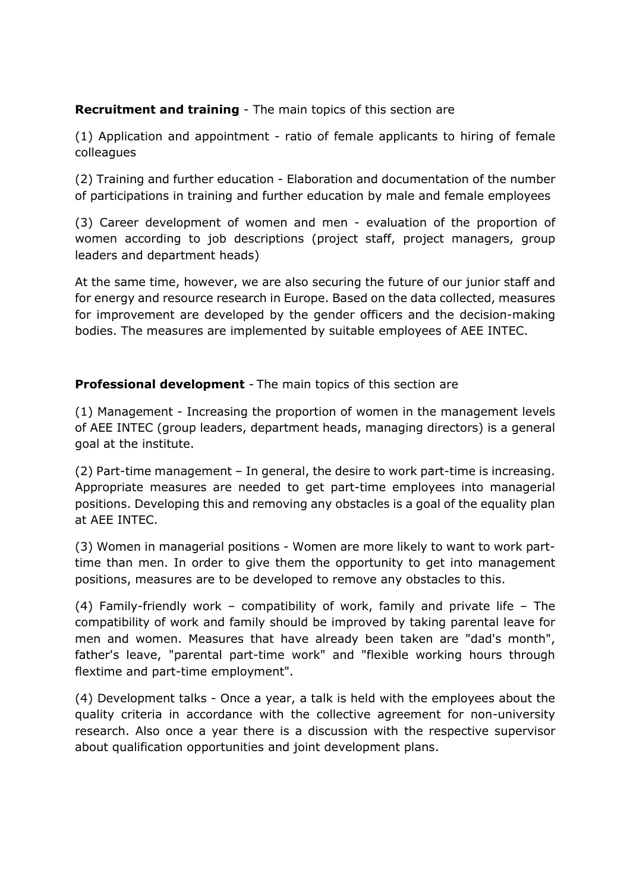**Recruitment and training** - The main topics of this section are

(1) Application and appointment - ratio of female applicants to hiring of female colleagues

(2) Training and further education - Elaboration and documentation of the number of participations in training and further education by male and female employees

(3) Career development of women and men - evaluation of the proportion of women according to job descriptions (project staff, project managers, group leaders and department heads)

At the same time, however, we are also securing the future of our junior staff and for energy and resource research in Europe. Based on the data collected, measures for improvement are developed by the gender officers and the decision-making bodies. The measures are implemented by suitable employees of AEE INTEC.

**Professional development** - The main topics of this section are

(1) Management - Increasing the proportion of women in the management levels of AEE INTEC (group leaders, department heads, managing directors) is a general goal at the institute.

(2) Part-time management – In general, the desire to work part-time is increasing. Appropriate measures are needed to get part-time employees into managerial positions. Developing this and removing any obstacles is a goal of the equality plan at AEE INTEC.

(3) Women in managerial positions - Women are more likely to want to work part-time than men. In order to give them the opportunity to get into management positions, measures are to be developed to remove any obstacles to this.

(4) Family-friendly work – compatibility of work, family and private life – The compatibility of work and family should be improved by taking parental leave for men and women. Measures that have already been taken are "dad's month", father's leave, "parental part-time work" and "flexible working hours through flextime and part-time employment".

(4) Development talks - Once a year, a talk is held with the employees about the quality criteria in accordance with the collective agreement for non-university research. Also once a year there is a discussion with the respective supervisor about qualification opportunities and joint development plans.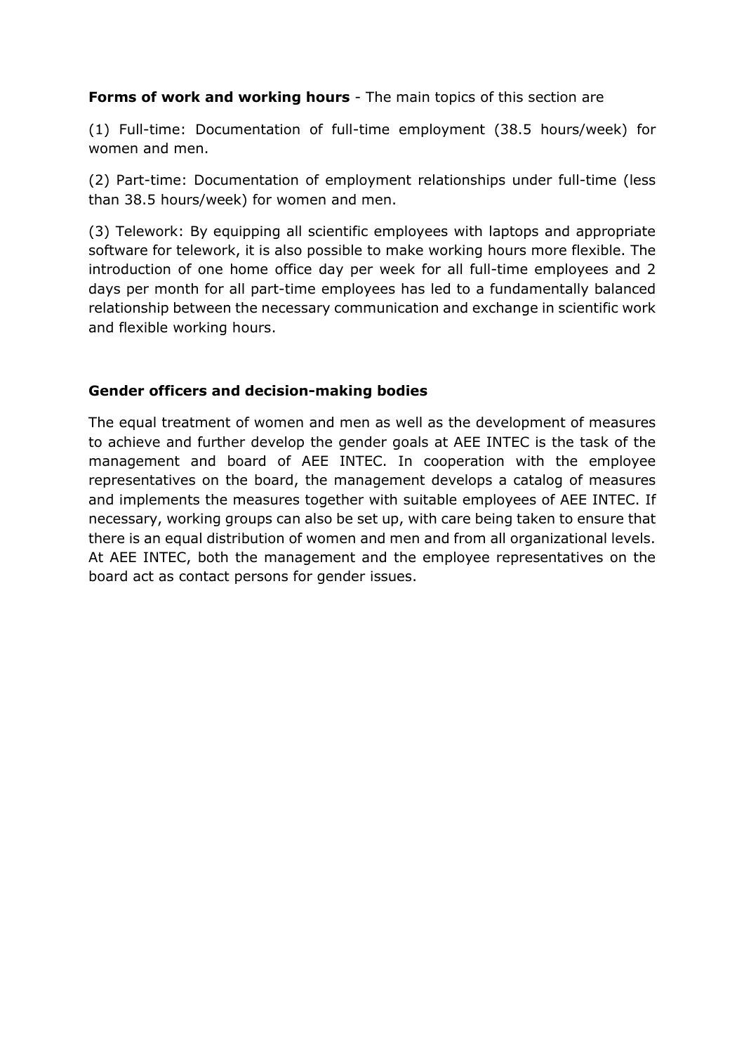**Forms of work and working hours** - The main topics of this section are

(1) Full-time: Documentation of full-time employment (38.5 hours/week) for women and men.

(2) Part-time: Documentation of employment relationships under full-time (less than 38.5 hours/week) for women and men.

(3) Telework: By equipping all scientific employees with laptops and appropriate software for telework, it is also possible to make working hours more flexible. The introduction of one home office day per week for all full-time employees and 2 days per month for all part-time employees has led to a fundamentally balanced relationship between the necessary communication and exchange in scientific work and flexible working hours.

**Gender officers and decision-making bodies**

The equal treatment of women and men as well as the development of measures to achieve and further develop the gender goals at AEE INTEC is the task of the management and board of AEE INTEC. In cooperation with the employee representatives on the board, the management develops a catalog of measures and implements the measures together with suitable employees of AEE INTEC. If necessary, working groups can also be set up, with care being taken to ensure that there is an equal distribution of women and men and from all organizational levels. At AEE INTEC, both the management and the employee representatives on the board act as contact persons for gender issues.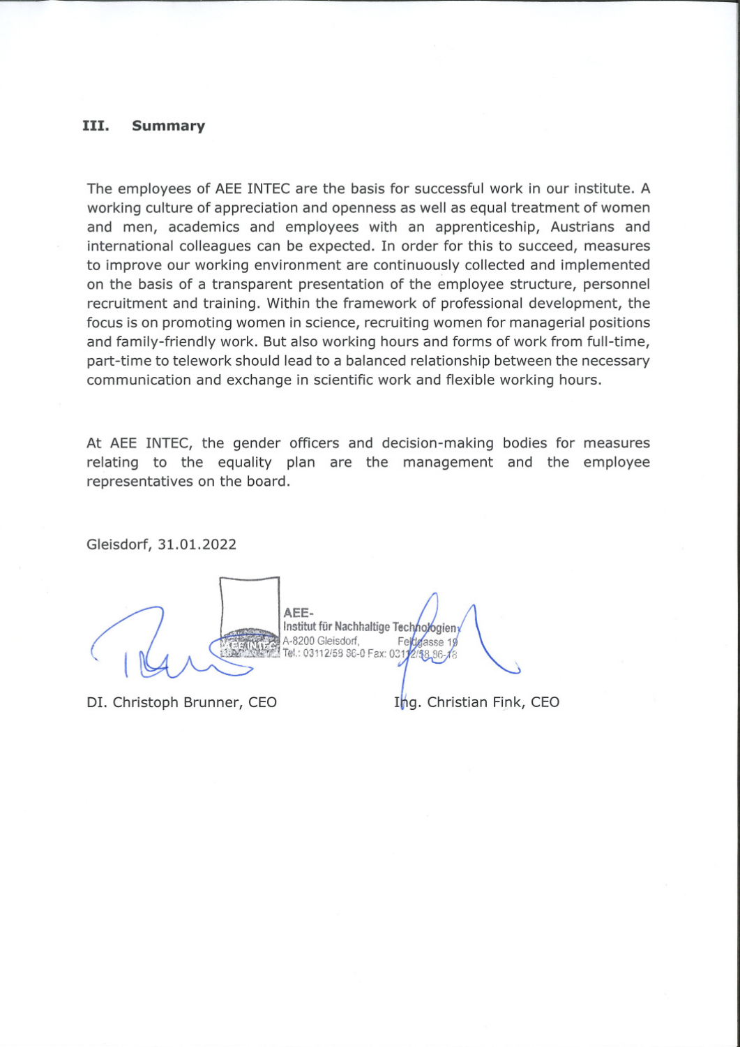## III. Summary

The employees of AEE INTEC are the basis for successful work in our institute. A working culture of appreciation and openness as well as equal treatment of women and men, academics and employees with an apprenticeship, Austrians and international colleagues can be expected. In order for this to succeed, measures to improve our working environment are continuously collected and implemented on the basis of a transparent presentation of the employee structure, personnel recruitment and training. Within the framework of professional development, the focus is on promoting women in science, recruiting women for managerial positions and family-friendly work. But also working hours and forms of work from full-time, part-time to telework should lead to a balanced relationship between the necessary communication and exchange in scientific work and flexible working hours.

At AEE INTEC, the gender officers and decision-making bodies for measures relating to the equality plan are the management and the employee representatives on the board.

Gleisdorf, 31.01.2022

AEE-
Institut für Nachhaltige Technologien
A-8200 Gleisdorf, Feldgasse 19
Tel.: 03112/58 86-0 Fax: 03112/58 86-18

DI. Christoph Brunner, CEO

Ing. Christian Fink, CEO